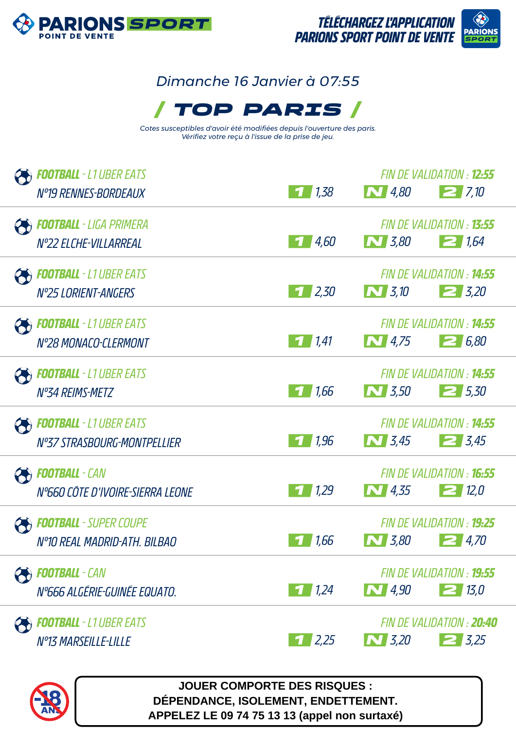**PARIONS SPORT** POINT DE VENTE

TÉLÉCHARGEZ L'APPLICATION PARIONS SPORT POINT DE VENTE

Dimanche 16 Janvier à 07:55

# / TOP PARIS /

*Cotes susceptibles d'avoir été modifiées depuis l'ouverture des paris. Vérifiez votre reçu à l'issue de la prise de jeu.*

| Compétition | Match | Fin de validation | 1 | N | 2 |
|---|---|---|---|---|---|
| **FOOTBALL** - L1 UBER EATS | N°19 RENNES-BORDEAUX | **12:55** | 1,38 | 4,80 | 7,10 |
| **FOOTBALL** - LIGA PRIMERA | N°22 ELCHE-VILLARREAL | **13:55** | 4,60 | 3,80 | 1,64 |
| **FOOTBALL** - L1 UBER EATS | N°25 LORIENT-ANGERS | **14:55** | 2,30 | 3,10 | 3,20 |
| **FOOTBALL** - L1 UBER EATS | N°28 MONACO-CLERMONT | **14:55** | 1,41 | 4,75 | 6,80 |
| **FOOTBALL** - L1 UBER EATS | N°34 REIMS-METZ | **14:55** | 1,66 | 3,50 | 5,30 |
| **FOOTBALL** - L1 UBER EATS | N°37 STRASBOURG-MONTPELLIER | **14:55** | 1,96 | 3,45 | 3,45 |
| **FOOTBALL** - CAN | N°660 CÔTE D'IVOIRE-SIERRA LEONE | **16:55** | 1,29 | 4,35 | 12,0 |
| **FOOTBALL** - SUPER COUPE | N°10 REAL MADRID-ATH. BILBAO | **19:25** | 1,66 | 3,80 | 4,70 |
| **FOOTBALL** - CAN | N°666 ALGÉRIE-GUINÉE EQUATO. | **19:55** | 1,24 | 4,90 | 13,0 |
| **FOOTBALL** - L1 UBER EATS | N°13 MARSEILLE-LILLE | **20:40** | 2,25 | 3,20 | 3,25 |

-18 ANS

**JOUER COMPORTE DES RISQUES : DÉPENDANCE, ISOLEMENT, ENDETTEMENT. APPELEZ LE 09 74 75 13 13 (appel non surtaxé)**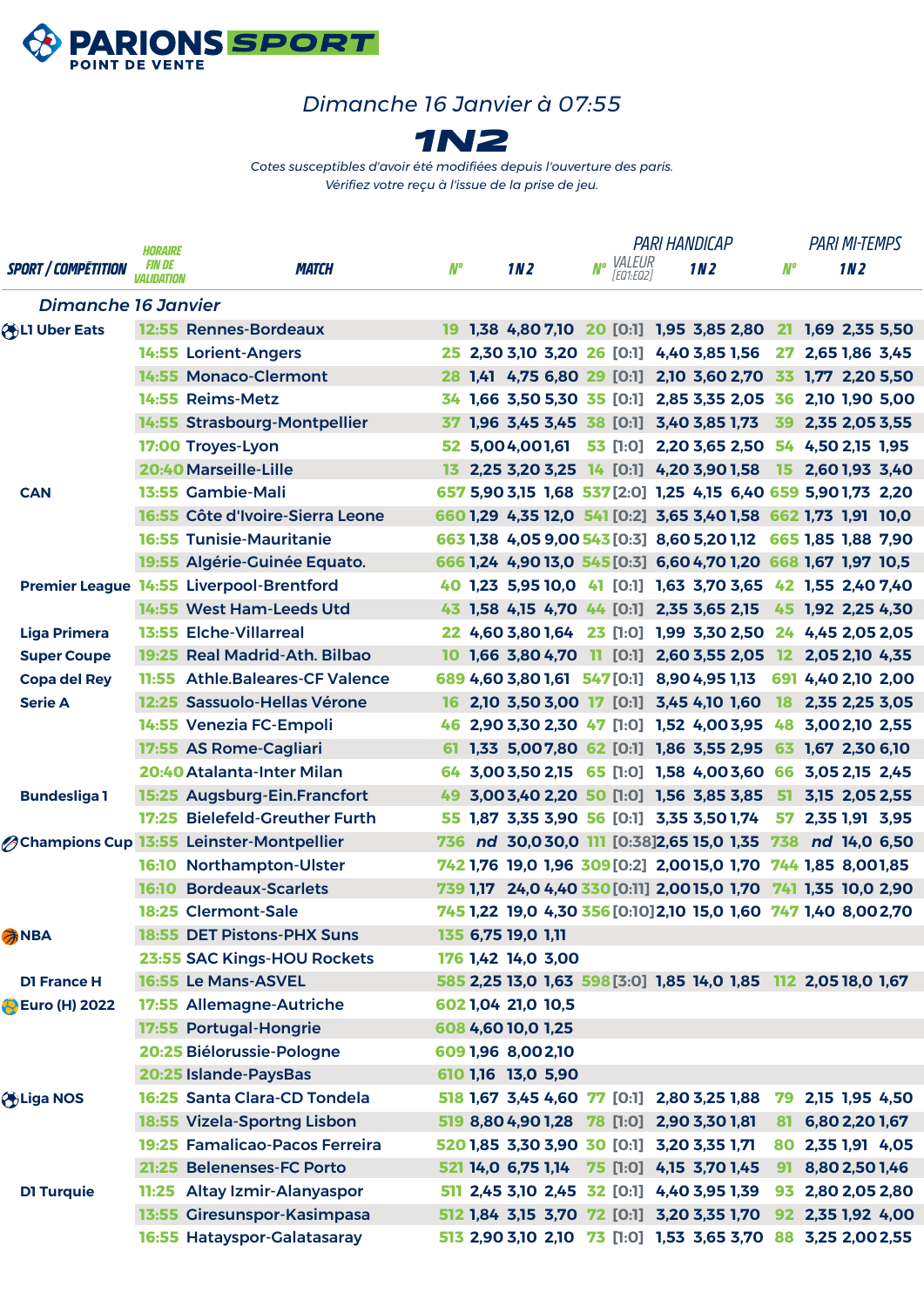**PARIONS SPORT** POINT DE VENTE

*Dimanche 16 Janvier à 07:55*

# 1N2

*Cotes susceptibles d'avoir été modifiées depuis l'ouverture des paris.*
*Vérifiez votre reçu à l'issue de la prise de jeu.*

| SPORT / COMPÉTITION | HORAIRE FIN DE VALIDATION | MATCH | N° | 1 | N | 2 | PARI HANDICAP N° | VALEUR [EQ1:EQ2] | 1 | N | 2 | PARI MI-TEMPS N° | 1 | N | 2 |
|---|---|---|---|---|---|---|---|---|---|---|---|---|---|---|---|
| *Dimanche 16 Janvier* | | | | | | | | | | | | | | | |
| L1 Uber Eats | 12:55 | Rennes-Bordeaux | 19 | 1,38 | 4,80 | 7,10 | 20 | [0:1] | 1,95 | 3,85 | 2,80 | 21 | 1,69 | 2,35 | 5,50 |
| | 14:55 | Lorient-Angers | 25 | 2,30 | 3,10 | 3,20 | 26 | [0:1] | 4,40 | 3,85 | 1,56 | 27 | 2,65 | 1,86 | 3,45 |
| | 14:55 | Monaco-Clermont | 28 | 1,41 | 4,75 | 6,80 | 29 | [0:1] | 2,10 | 3,60 | 2,70 | 33 | 1,77 | 2,20 | 5,50 |
| | 14:55 | Reims-Metz | 34 | 1,66 | 3,50 | 5,30 | 35 | [0:1] | 2,85 | 3,35 | 2,05 | 36 | 2,10 | 1,90 | 5,00 |
| | 14:55 | Strasbourg-Montpellier | 37 | 1,96 | 3,45 | 3,45 | 38 | [0:1] | 3,40 | 3,85 | 1,73 | 39 | 2,35 | 2,05 | 3,55 |
| | 17:00 | Troyes-Lyon | 52 | 5,00 | 4,00 | 1,61 | 53 | [1:0] | 2,20 | 3,65 | 2,50 | 54 | 4,50 | 2,15 | 1,95 |
| | 20:40 | Marseille-Lille | 13 | 2,25 | 3,20 | 3,25 | 14 | [0:1] | 4,20 | 3,90 | 1,58 | 15 | 2,60 | 1,93 | 3,40 |
| CAN | 13:55 | Gambie-Mali | 657 | 5,90 | 3,15 | 1,68 | 537 | [2:0] | 1,25 | 4,15 | 6,40 | 659 | 5,90 | 1,73 | 2,20 |
| | 16:55 | Côte d'Ivoire-Sierra Leone | 660 | 1,29 | 4,35 | 12,0 | 541 | [0:2] | 3,65 | 3,40 | 1,58 | 662 | 1,73 | 1,91 | 10,0 |
| | 16:55 | Tunisie-Mauritanie | 663 | 1,38 | 4,05 | 9,00 | 543 | [0:3] | 8,60 | 5,20 | 1,12 | 665 | 1,85 | 1,88 | 7,90 |
| | 19:55 | Algérie-Guinée Equato. | 666 | 1,24 | 4,90 | 13,0 | 545 | [0:3] | 6,60 | 4,70 | 1,20 | 668 | 1,67 | 1,97 | 10,5 |
| Premier League | 14:55 | Liverpool-Brentford | 40 | 1,23 | 5,95 | 10,0 | 41 | [0:1] | 1,63 | 3,70 | 3,65 | 42 | 1,55 | 2,40 | 7,40 |
| | 14:55 | West Ham-Leeds Utd | 43 | 1,58 | 4,15 | 4,70 | 44 | [0:1] | 2,35 | 3,65 | 2,15 | 45 | 1,92 | 2,25 | 4,30 |
| Liga Primera | 13:55 | Elche-Villarreal | 22 | 4,60 | 3,80 | 1,64 | 23 | [1:0] | 1,99 | 3,30 | 2,50 | 24 | 4,45 | 2,05 | 2,05 |
| Super Coupe | 19:25 | Real Madrid-Ath. Bilbao | 10 | 1,66 | 3,80 | 4,70 | 11 | [0:1] | 2,60 | 3,55 | 2,05 | 12 | 2,05 | 2,10 | 4,35 |
| Copa del Rey | 11:55 | Athle.Baleares-CF Valence | 689 | 4,60 | 3,80 | 1,61 | 547 | [0:1] | 8,90 | 4,95 | 1,13 | 691 | 4,40 | 2,10 | 2,00 |
| Serie A | 12:25 | Sassuolo-Hellas Vérone | 16 | 2,10 | 3,50 | 3,00 | 17 | [0:1] | 3,45 | 4,10 | 1,60 | 18 | 2,35 | 2,25 | 3,05 |
| | 14:55 | Venezia FC-Empoli | 46 | 2,90 | 3,30 | 2,30 | 47 | [1:0] | 1,52 | 4,00 | 3,95 | 48 | 3,00 | 2,10 | 2,55 |
| | 17:55 | AS Rome-Cagliari | 61 | 1,33 | 5,00 | 7,80 | 62 | [0:1] | 1,86 | 3,55 | 2,95 | 63 | 1,67 | 2,30 | 6,10 |
| | 20:40 | Atalanta-Inter Milan | 64 | 3,00 | 3,50 | 2,15 | 65 | [1:0] | 1,58 | 4,00 | 3,60 | 66 | 3,05 | 2,15 | 2,45 |
| Bundesliga 1 | 15:25 | Augsburg-Ein.Francfort | 49 | 3,00 | 3,40 | 2,20 | 50 | [1:0] | 1,56 | 3,85 | 3,85 | 51 | 3,15 | 2,05 | 2,55 |
| | 17:25 | Bielefeld-Greuther Furth | 55 | 1,87 | 3,35 | 3,90 | 56 | [0:1] | 3,35 | 3,50 | 1,74 | 57 | 2,35 | 1,91 | 3,95 |
| Champions Cup | 13:55 | Leinster-Montpellier | 736 | nd | 30,0 | 30,0 | 111 | [0:38] | 2,65 | 15,0 | 1,35 | 738 | nd | 14,0 | 6,50 |
| | 16:10 | Northampton-Ulster | 742 | 1,76 | 19,0 | 1,96 | 309 | [0:2] | 2,00 | 15,0 | 1,70 | 744 | 1,85 | 8,00 | 1,85 |
| | 16:10 | Bordeaux-Scarlets | 739 | 1,17 | 24,0 | 4,40 | 330 | [0:11] | 2,00 | 15,0 | 1,70 | 741 | 1,35 | 10,0 | 2,90 |
| | 18:25 | Clermont-Sale | 745 | 1,22 | 19,0 | 4,30 | 356 | [0:10] | 2,10 | 15,0 | 1,60 | 747 | 1,40 | 8,00 | 2,70 |
| NBA | 18:55 | DET Pistons-PHX Suns | 135 | 6,75 | 19,0 | 1,11 | | | | | | | | | |
| | 23:55 | SAC Kings-HOU Rockets | 176 | 1,42 | 14,0 | 3,00 | | | | | | | | | |
| D1 France H | 16:55 | Le Mans-ASVEL | 585 | 2,25 | 13,0 | 1,63 | 598 | [3:0] | 1,85 | 14,0 | 1,85 | 112 | 2,05 | 18,0 | 1,67 |
| Euro (H) 2022 | 17:55 | Allemagne-Autriche | 602 | 1,04 | 21,0 | 10,5 | | | | | | | | | |
| | 17:55 | Portugal-Hongrie | 608 | 4,60 | 10,0 | 1,25 | | | | | | | | | |
| | 20:25 | Biélorussie-Pologne | 609 | 1,96 | 8,00 | 2,10 | | | | | | | | | |
| | 20:25 | Islande-PaysBas | 610 | 1,16 | 13,0 | 5,90 | | | | | | | | | |
| Liga NOS | 16:25 | Santa Clara-CD Tondela | 518 | 1,67 | 3,45 | 4,60 | 77 | [0:1] | 2,80 | 3,25 | 1,88 | 79 | 2,15 | 1,95 | 4,50 |
| | 18:55 | Vizela-Sportng Lisbon | 519 | 8,80 | 4,90 | 1,28 | 78 | [1:0] | 2,90 | 3,30 | 1,81 | 81 | 6,80 | 2,20 | 1,67 |
| | 19:25 | Famalicao-Pacos Ferreira | 520 | 1,85 | 3,30 | 3,90 | 30 | [0:1] | 3,20 | 3,35 | 1,71 | 80 | 2,35 | 1,91 | 4,05 |
| | 21:25 | Belenenses-FC Porto | 521 | 14,0 | 6,75 | 1,14 | 75 | [1:0] | 4,15 | 3,70 | 1,45 | 91 | 8,80 | 2,50 | 1,46 |
| D1 Turquie | 11:25 | Altay Izmir-Alanyaspor | 511 | 2,45 | 3,10 | 2,45 | 32 | [0:1] | 4,40 | 3,95 | 1,39 | 93 | 2,80 | 2,05 | 2,80 |
| | 13:55 | Giresunspor-Kasimpasa | 512 | 1,84 | 3,15 | 3,70 | 72 | [0:1] | 3,20 | 3,35 | 1,70 | 92 | 2,35 | 1,92 | 4,00 |
| | 16:55 | Hatayspor-Galatasaray | 513 | 2,90 | 3,10 | 2,10 | 73 | [1:0] | 1,53 | 3,65 | 3,70 | 88 | 3,25 | 2,00 | 2,55 |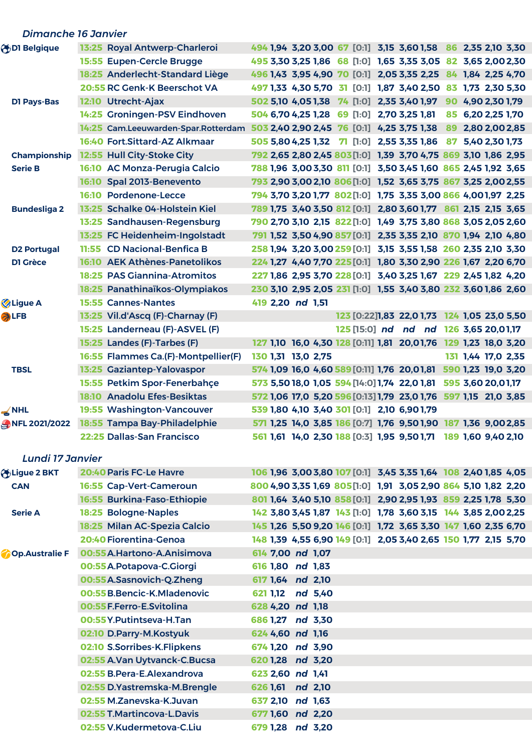## *Dimanche 16 Janvier*

| Compétition | Heure | Match | N° | 1 | N | 2 | N° | Hand. | 1 | N | 2 | N° | 1N | 12 | N2 |
|---|---|---|---|---|---|---|---|---|---|---|---|---|---|---|---|
| D1 Belgique | 13:25 | Royal Antwerp-Charleroi | 494 | 1,94 | 3,20 | 3,00 | 67 | [0:1] | 3,15 | 3,60 | 1,58 | 86 | 2,35 | 2,10 | 3,30 |
| | 15:55 | Eupen-Cercle Brugge | 495 | 3,30 | 3,25 | 1,86 | 68 | [1:0] | 1,65 | 3,35 | 3,05 | 82 | 3,65 | 2,00 | 2,30 |
| | 18:25 | Anderlecht-Standard Liège | 496 | 1,43 | 3,95 | 4,90 | 70 | [0:1] | 2,05 | 3,35 | 2,25 | 84 | 1,84 | 2,25 | 4,70 |
| | 20:55 | RC Genk-K Beerschot VA | 497 | 1,33 | 4,30 | 5,70 | 31 | [0:1] | 1,87 | 3,40 | 2,50 | 83 | 1,73 | 2,30 | 5,30 |
| D1 Pays-Bas | 12:10 | Utrecht-Ajax | 502 | 5,10 | 4,05 | 1,38 | 74 | [1:0] | 2,35 | 3,40 | 1,97 | 90 | 4,90 | 2,30 | 1,79 |
| | 14:25 | Groningen-PSV Eindhoven | 504 | 6,70 | 4,25 | 1,28 | 69 | [1:0] | 2,70 | 3,25 | 1,81 | 85 | 6,20 | 2,25 | 1,70 |
| | 14:25 | Cam.Leeuwarden-Spar.Rotterdam | 503 | 2,40 | 2,90 | 2,45 | 76 | [0:1] | 4,25 | 3,75 | 1,38 | 89 | 2,80 | 2,00 | 2,85 |
| | 16:40 | Fort.Sittard-AZ Alkmaar | 505 | 5,80 | 4,25 | 1,32 | 71 | [1:0] | 2,55 | 3,35 | 1,86 | 87 | 5,40 | 2,30 | 1,73 |
| Championship | 12:55 | Hull City-Stoke City | 792 | 2,65 | 2,80 | 2,45 | 803 | [1:0] | 1,39 | 3,70 | 4,75 | 869 | 3,10 | 1,86 | 2,95 |
| Serie B | 16:10 | AC Monza-Perugia Calcio | 788 | 1,96 | 3,00 | 3,30 | 811 | [0:1] | 3,50 | 3,45 | 1,60 | 865 | 2,45 | 1,92 | 3,65 |
| | 16:10 | Spal 2013-Benevento | 793 | 2,90 | 3,00 | 2,10 | 806 | [1:0] | 1,52 | 3,65 | 3,75 | 867 | 3,25 | 2,00 | 2,55 |
| | 16:10 | Pordenone-Lecce | 794 | 3,70 | 3,20 | 1,77 | 802 | [1:0] | 1,75 | 3,35 | 3,00 | 866 | 4,00 | 1,97 | 2,25 |
| Bundesliga 2 | 13:25 | Schalke 04-Holstein Kiel | 789 | 1,75 | 3,40 | 3,50 | 812 | [0:1] | 2,80 | 3,60 | 1,77 | 861 | 2,15 | 2,15 | 3,65 |
| | 13:25 | Sandhausen-Regensburg | 790 | 2,70 | 3,10 | 2,15 | 822 | [1:0] | 1,49 | 3,75 | 3,80 | 868 | 3,05 | 2,05 | 2,60 |
| | 13:25 | FC Heidenheim-Ingolstadt | 791 | 1,52 | 3,50 | 4,90 | 857 | [0:1] | 2,35 | 3,35 | 2,10 | 870 | 1,94 | 2,10 | 4,80 |
| D2 Portugal | 11:55 | CD Nacional-Benfica B | 258 | 1,94 | 3,20 | 3,00 | 259 | [0:1] | 3,15 | 3,55 | 1,58 | 260 | 2,35 | 2,10 | 3,30 |
| D1 Grèce | 16:10 | AEK Athènes-Panetolikos | 224 | 1,27 | 4,40 | 7,70 | 225 | [0:1] | 1,80 | 3,30 | 2,90 | 226 | 1,67 | 2,20 | 6,70 |
| | 18:25 | PAS Giannina-Atromitos | 227 | 1,86 | 2,95 | 3,70 | 228 | [0:1] | 3,40 | 3,25 | 1,67 | 229 | 2,45 | 1,82 | 4,20 |
| | 18:25 | Panathinaïkos-Olympiakos | 230 | 3,10 | 2,95 | 2,05 | 231 | [1:0] | 1,55 | 3,40 | 3,80 | 232 | 3,60 | 1,86 | 2,60 |
| Ligue A | 15:55 | Cannes-Nantes | 419 | 2,20 | nd | 1,51 | | | | | | | | | |
| LFB | 13:25 | Vil.d'Ascq (F)-Charnay (F) | | | | | 123 | [0:22] | 1,83 | 22,0 | 1,73 | 124 | 1,05 | 23,0 | 5,50 |
| | 15:25 | Landerneau (F)-ASVEL (F) | | | | | 125 | [15:0] | nd | nd | nd | 126 | 3,65 | 20,0 | 1,17 |
| | 15:25 | Landes (F)-Tarbes (F) | 127 | 1,10 | 16,0 | 4,30 | 128 | [0:11] | 1,81 | 20,0 | 1,76 | 129 | 1,23 | 18,0 | 3,20 |
| | 16:55 | Flammes Ca.(F)-Montpellier(F) | 130 | 1,31 | 13,0 | 2,75 | | | | | | 131 | 1,44 | 17,0 | 2,35 |
| TBSL | 13:25 | Gaziantep-Yalovaspor | 574 | 1,09 | 16,0 | 4,60 | 589 | [0:11] | 1,76 | 20,0 | 1,81 | 590 | 1,23 | 19,0 | 3,20 |
| | 15:55 | Petkim Spor-Fenerbahçe | 573 | 5,50 | 18,0 | 1,05 | 594 | [14:0] | 1,74 | 22,0 | 1,81 | 595 | 3,60 | 20,0 | 1,17 |
| | 18:10 | Anadolu Efes-Besiktas | 572 | 1,06 | 17,0 | 5,20 | 596 | [0:13] | 1,79 | 23,0 | 1,76 | 597 | 1,15 | 21,0 | 3,85 |
| NHL | 19:55 | Washington-Vancouver | 539 | 1,80 | 4,10 | 3,40 | 301 | [0:1] | 2,10 | 6,90 | 1,79 | | | | |
| NFL 2021/2022 | 18:55 | Tampa Bay-Philadelphie | 571 | 1,25 | 14,0 | 3,85 | 186 | [0:7] | 1,76 | 9,50 | 1,90 | 187 | 1,36 | 9,00 | 2,85 |
| | 22:25 | Dallas-San Francisco | 561 | 1,61 | 14,0 | 2,30 | 188 | [0:3] | 1,95 | 9,50 | 1,71 | 189 | 1,60 | 9,40 | 2,10 |

## *Lundi 17 Janvier*

| Compétition | Heure | Match | N° | 1 | N | 2 | N° | Hand. | 1 | N | 2 | N° | 1N | 12 | N2 |
|---|---|---|---|---|---|---|---|---|---|---|---|---|---|---|---|
| Ligue 2 BKT | 20:40 | Paris FC-Le Havre | 106 | 1,96 | 3,00 | 3,80 | 107 | [0:1] | 3,45 | 3,35 | 1,64 | 108 | 2,40 | 1,85 | 4,05 |
| CAN | 16:55 | Cap-Vert-Cameroun | 800 | 4,90 | 3,35 | 1,69 | 805 | [1:0] | 1,91 | 3,05 | 2,90 | 864 | 5,10 | 1,82 | 2,20 |
| | 16:55 | Burkina-Faso-Ethiopie | 801 | 1,64 | 3,40 | 5,10 | 858 | [0:1] | 2,90 | 2,95 | 1,93 | 859 | 2,25 | 1,78 | 5,30 |
| Serie A | 18:25 | Bologne-Naples | 142 | 3,80 | 3,45 | 1,87 | 143 | [1:0] | 1,78 | 3,60 | 3,15 | 144 | 3,85 | 2,00 | 2,25 |
| | 18:25 | Milan AC-Spezia Calcio | 145 | 1,26 | 5,50 | 9,20 | 146 | [0:1] | 1,72 | 3,65 | 3,30 | 147 | 1,60 | 2,35 | 6,70 |
| | 20:40 | Fiorentina-Genoa | 148 | 1,39 | 4,55 | 6,90 | 149 | [0:1] | 2,05 | 3,40 | 2,65 | 150 | 1,77 | 2,15 | 5,70 |
| Op.Australie F | 00:55 | A.Hartono-A.Anisimova | 614 | 7,00 | nd | 1,07 | | | | | | | | | |
| | 00:55 | A.Potapova-C.Giorgi | 616 | 1,80 | nd | 1,83 | | | | | | | | | |
| | 00:55 | A.Sasnovich-Q.Zheng | 617 | 1,64 | nd | 2,10 | | | | | | | | | |
| | 00:55 | B.Bencic-K.Mladenovic | 621 | 1,12 | nd | 5,40 | | | | | | | | | |
| | 00:55 | F.Ferro-E.Svitolina | 628 | 4,20 | nd | 1,18 | | | | | | | | | |
| | 00:55 | Y.Putintseva-H.Tan | 686 | 1,27 | nd | 3,30 | | | | | | | | | |
| | 02:10 | D.Parry-M.Kostyuk | 624 | 4,60 | nd | 1,16 | | | | | | | | | |
| | 02:10 | S.Sorribes-K.Flipkens | 674 | 1,20 | nd | 3,90 | | | | | | | | | |
| | 02:55 | A.Van Uytvanck-C.Bucsa | 620 | 1,28 | nd | 3,20 | | | | | | | | | |
| | 02:55 | B.Pera-E.Alexandrova | 623 | 2,60 | nd | 1,41 | | | | | | | | | |
| | 02:55 | D.Yastremska-M.Brengle | 626 | 1,61 | nd | 2,10 | | | | | | | | | |
| | 02:55 | M.Zanevska-K.Juvan | 637 | 2,10 | nd | 1,63 | | | | | | | | | |
| | 02:55 | T.Martincova-L.Davis | 677 | 1,60 | nd | 2,20 | | | | | | | | | |
| | 02:55 | V.Kudermetova-C.Liu | 679 | 1,28 | nd | 3,20 | | | | | | | | | |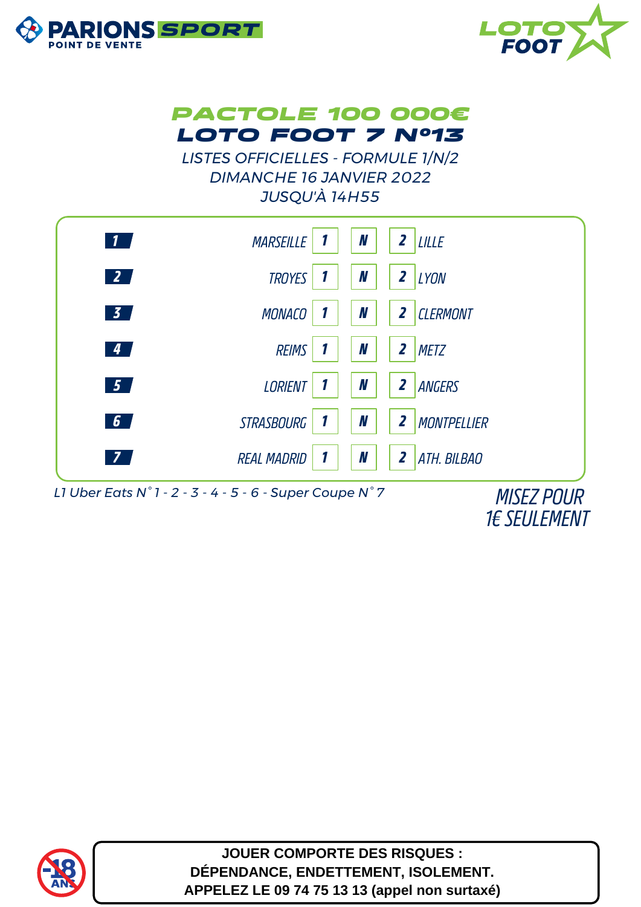PARIONS SPORT
POINT DE VENTE

LOTO FOOT

# PACTOLE 100 000€

# LOTO FOOT 7 N°13

*LISTES OFFICIELLES - FORMULE 1/N/2*
*DIMANCHE 16 JANVIER 2022*
*JUSQU'À 14H55*

| N° | Équipe 1 | 1 | N | 2 | Équipe 2 |
|---|---|---|---|---|---|
| 1 | MARSEILLE | 1 | N | 2 | LILLE |
| 2 | TROYES | 1 | N | 2 | LYON |
| 3 | MONACO | 1 | N | 2 | CLERMONT |
| 4 | REIMS | 1 | N | 2 | METZ |
| 5 | LORIENT | 1 | N | 2 | ANGERS |
| 6 | STRASBOURG | 1 | N | 2 | MONTPELLIER |
| 7 | REAL MADRID | 1 | N | 2 | ATH. BILBAO |

*L1 Uber Eats N°1 - 2 - 3 - 4 - 5 - 6 - Super Coupe N°7*

*MISEZ POUR 1€ SEULEMENT*

-18 ANS

**JOUER COMPORTE DES RISQUES : DÉPENDANCE, ENDETTEMENT, ISOLEMENT. APPELEZ LE 09 74 75 13 13 (appel non surtaxé)**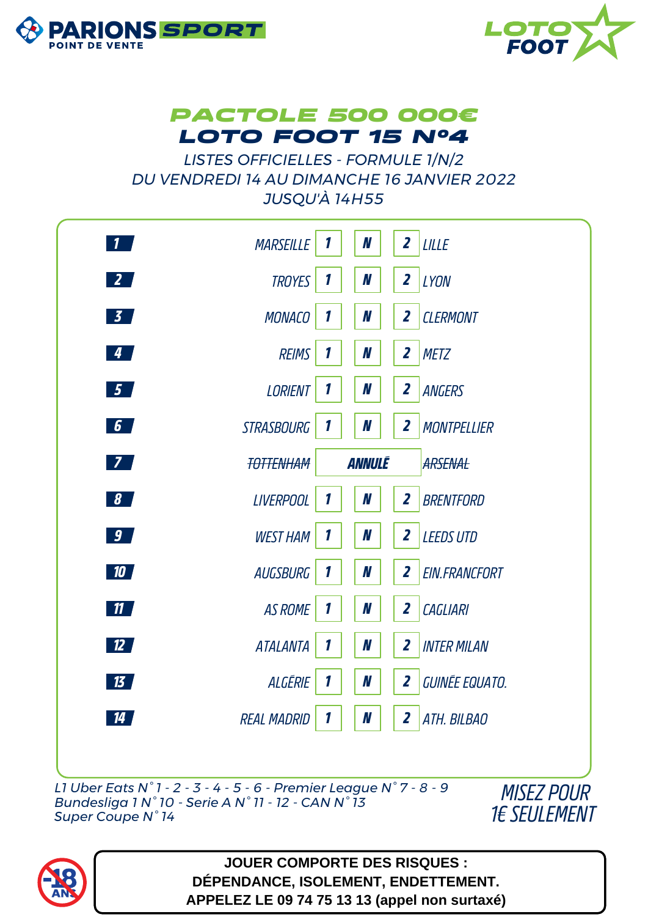PARIONS SPORT
POINT DE VENTE

LOTO FOOT

# PACTOLE 500 000€

# LOTO FOOT 15 N°4

LISTES OFFICIELLES - FORMULE 1/N/2
DU VENDREDI 14 AU DIMANCHE 16 JANVIER 2022
JUSQU'À 14H55

| N° | Domicile | 1 | N | 2 | Extérieur |
|---|---|---|---|---|---|
| 1 | MARSEILLE | 1 | N | 2 | LILLE |
| 2 | TROYES | 1 | N | 2 | LYON |
| 3 | MONACO | 1 | N | 2 | CLERMONT |
| 4 | REIMS | 1 | N | 2 | METZ |
| 5 | LORIENT | 1 | N | 2 | ANGERS |
| 6 | STRASBOURG | 1 | N | 2 | MONTPELLIER |
| 7 | ~~TOTTENHAM~~ | | ANNULÉ | | ~~ARSENAL~~ |
| 8 | LIVERPOOL | 1 | N | 2 | BRENTFORD |
| 9 | WEST HAM | 1 | N | 2 | LEEDS UTD |
| 10 | AUGSBURG | 1 | N | 2 | EIN.FRANCFORT |
| 11 | AS ROME | 1 | N | 2 | CAGLIARI |
| 12 | ATALANTA | 1 | N | 2 | INTER MILAN |
| 13 | ALGÉRIE | 1 | N | 2 | GUINÉE EQUATO. |
| 14 | REAL MADRID | 1 | N | 2 | ATH. BILBAO |

*L1 Uber Eats N°1 - 2 - 3 - 4 - 5 - 6 - Premier League N°7 - 8 - 9*
*Bundesliga 1 N°10 - Serie A N°11 - 12 - CAN N°13*
*Super Coupe N°14*

MISEZ POUR 1€ SEULEMENT

-18 ANS

**JOUER COMPORTE DES RISQUES :**
**DÉPENDANCE, ISOLEMENT, ENDETTEMENT.**
**APPELEZ LE 09 74 75 13 13 (appel non surtaxé)**